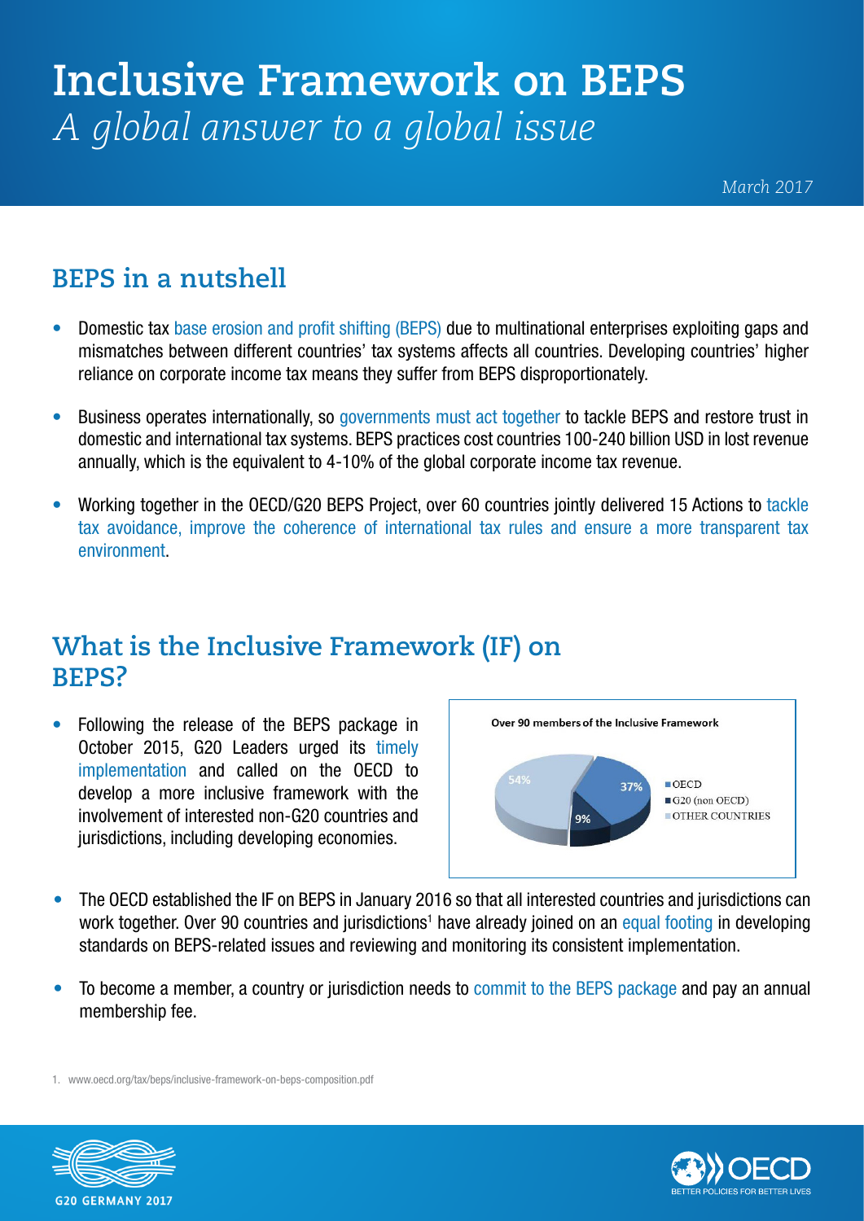# Inclusive Framework on BEPS

*A global answer to a global issue*

*March 2017*

## BEPS in a nutshell

- Domestic tax base erosion and profit shifting (BEPS) due to multinational enterprises exploiting gaps and mismatches between different countries' tax systems affects all countries. Developing countries' higher reliance on corporate income tax means they suffer from BEPS disproportionately.
- Business operates internationally, so governments must act together to tackle BEPS and restore trust in domestic and international tax systems. BEPS practices cost countries 100-240 billion USD in lost revenue annually, which is the equivalent to 4-10% of the global corporate income tax revenue.
- Working together in the OECD/G20 BEPS Project, over 60 countries jointly delivered 15 Actions to tackle tax avoidance, improve the coherence of international tax rules and ensure a more transparent tax environment.

## What is the Inclusive Framework (IF) on BEPS?

- Following the release of the BEPS package in October 2015, G20 Leaders urged its timely implementation and called on the OECD to develop a more inclusive framework with the involvement of interested non-G20 countries and jurisdictions, including developing economies.

**Over 90 members of the Inclusive Framework**

| Group | Share |
|---|---|
| OECD | 37% |
| G20 (non OECD) | 9% |
| OTHER COUNTRIES | 54% |

- The OECD established the IF on BEPS in January 2016 so that all interested countries and jurisdictions can work together. Over 90 countries and jurisdictions[1] have already joined on an equal footing in developing standards on BEPS-related issues and reviewing and monitoring its consistent implementation.
- To become a member, a country or jurisdiction needs to commit to the BEPS package and pay an annual membership fee.

1. www.oecd.org/tax/beps/inclusive-framework-on-beps-composition.pdf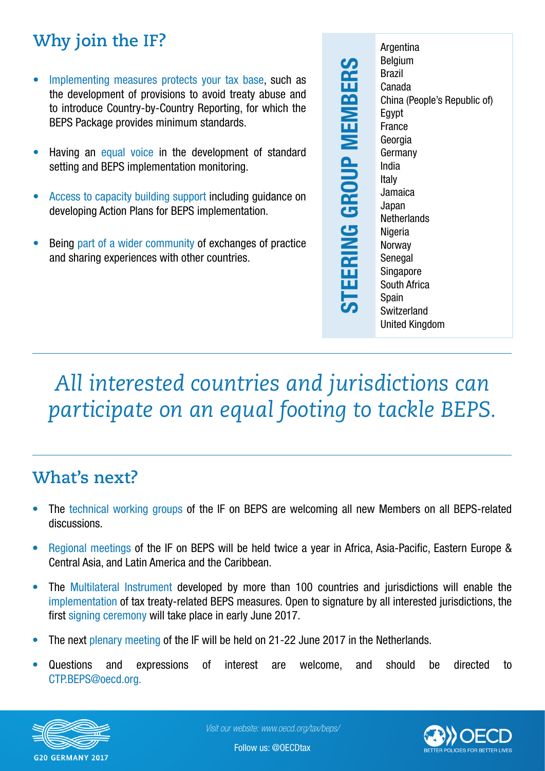## Why join the IF?

- Implementing measures protects your tax base, such as the development of provisions to avoid treaty abuse and to introduce Country-by-Country Reporting, for which the BEPS Package provides minimum standards.
- Having an equal voice in the development of standard setting and BEPS implementation monitoring.
- Access to capacity building support including guidance on developing Action Plans for BEPS implementation.
- Being part of a wider community of exchanges of practice and sharing experiences with other countries.

### STEERING GROUP MEMBERS

Argentina
Belgium
Brazil
Canada
China (People's Republic of)
Egypt
France
Georgia
Germany
India
Italy
Jamaica
Japan
Netherlands
Nigeria
Norway
Senegal
Singapore
South Africa
Spain
Switzerland
United Kingdom

*All interested countries and jurisdictions can participate on an equal footing to tackle BEPS.*

## What's next?

- The technical working groups of the IF on BEPS are welcoming all new Members on all BEPS-related discussions.
- Regional meetings of the IF on BEPS will be held twice a year in Africa, Asia-Pacific, Eastern Europe & Central Asia, and Latin America and the Caribbean.
- The Multilateral Instrument developed by more than 100 countries and jurisdictions will enable the implementation of tax treaty-related BEPS measures. Open to signature by all interested jurisdictions, the first signing ceremony will take place in early June 2017.
- The next plenary meeting of the IF will be held on 21-22 June 2017 in the Netherlands.
- Questions and expressions of interest are welcome, and should be directed to CTP.BEPS@oecd.org.

G20 GERMANY 2017

*Visit our website: www.oecd.org/tax/beps/*

Follow us: @OECDtax

OECD BETTER POLICIES FOR BETTER LIVES